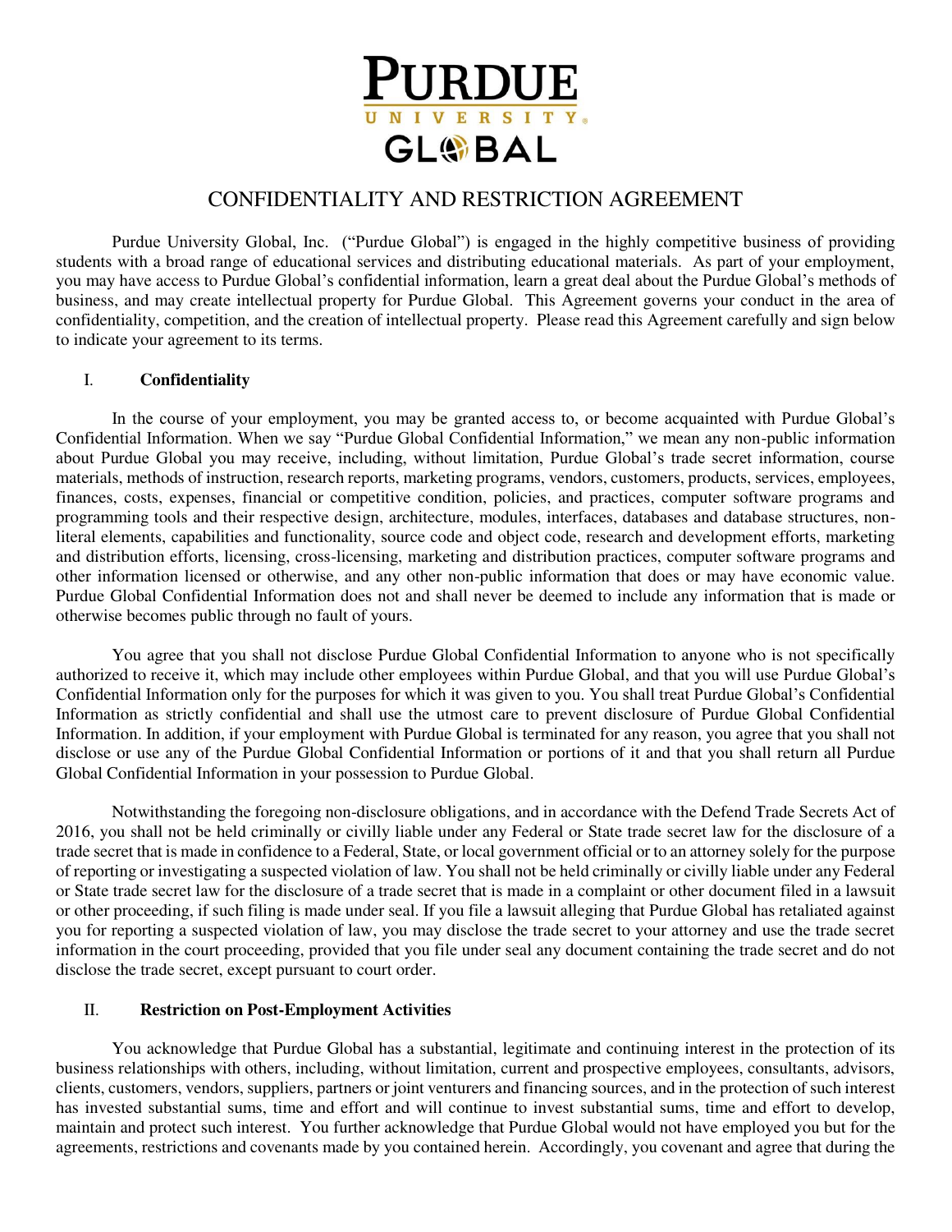# CONFIDENTIALITY AND RESTRICTION AGREEMENT

Purdue University Global, Inc. ("Purdue Global") is engaged in the highly competitive business of providing students with a broad range of educational services and distributing educational materials. As part of your employment, you may have access to Purdue Global's confidential information, learn a great deal about the Purdue Global's methods of business, and may create intellectual property for Purdue Global. This Agreement governs your conduct in the area of confidentiality, competition, and the creation of intellectual property. Please read this Agreement carefully and sign below to indicate your agreement to its terms.

## I. Confidentiality

In the course of your employment, you may be granted access to, or become acquainted with Purdue Global's Confidential Information. When we say "Purdue Global Confidential Information," we mean any non-public information about Purdue Global you may receive, including, without limitation, Purdue Global's trade secret information, course materials, methods of instruction, research reports, marketing programs, vendors, customers, products, services, employees, finances, costs, expenses, financial or competitive condition, policies, and practices, computer software programs and programming tools and their respective design, architecture, modules, interfaces, databases and database structures, non-literal elements, capabilities and functionality, source code and object code, research and development efforts, marketing and distribution efforts, licensing, cross-licensing, marketing and distribution practices, computer software programs and other information licensed or otherwise, and any other non-public information that does or may have economic value. Purdue Global Confidential Information does not and shall never be deemed to include any information that is made or otherwise becomes public through no fault of yours.

You agree that you shall not disclose Purdue Global Confidential Information to anyone who is not specifically authorized to receive it, which may include other employees within Purdue Global, and that you will use Purdue Global's Confidential Information only for the purposes for which it was given to you. You shall treat Purdue Global's Confidential Information as strictly confidential and shall use the utmost care to prevent disclosure of Purdue Global Confidential Information. In addition, if your employment with Purdue Global is terminated for any reason, you agree that you shall not disclose or use any of the Purdue Global Confidential Information or portions of it and that you shall return all Purdue Global Confidential Information in your possession to Purdue Global.

Notwithstanding the foregoing non-disclosure obligations, and in accordance with the Defend Trade Secrets Act of 2016, you shall not be held criminally or civilly liable under any Federal or State trade secret law for the disclosure of a trade secret that is made in confidence to a Federal, State, or local government official or to an attorney solely for the purpose of reporting or investigating a suspected violation of law. You shall not be held criminally or civilly liable under any Federal or State trade secret law for the disclosure of a trade secret that is made in a complaint or other document filed in a lawsuit or other proceeding, if such filing is made under seal. If you file a lawsuit alleging that Purdue Global has retaliated against you for reporting a suspected violation of law, you may disclose the trade secret to your attorney and use the trade secret information in the court proceeding, provided that you file under seal any document containing the trade secret and do not disclose the trade secret, except pursuant to court order.

## II. Restriction on Post-Employment Activities

You acknowledge that Purdue Global has a substantial, legitimate and continuing interest in the protection of its business relationships with others, including, without limitation, current and prospective employees, consultants, advisors, clients, customers, vendors, suppliers, partners or joint venturers and financing sources, and in the protection of such interest has invested substantial sums, time and effort and will continue to invest substantial sums, time and effort to develop, maintain and protect such interest. You further acknowledge that Purdue Global would not have employed you but for the agreements, restrictions and covenants made by you contained herein. Accordingly, you covenant and agree that during the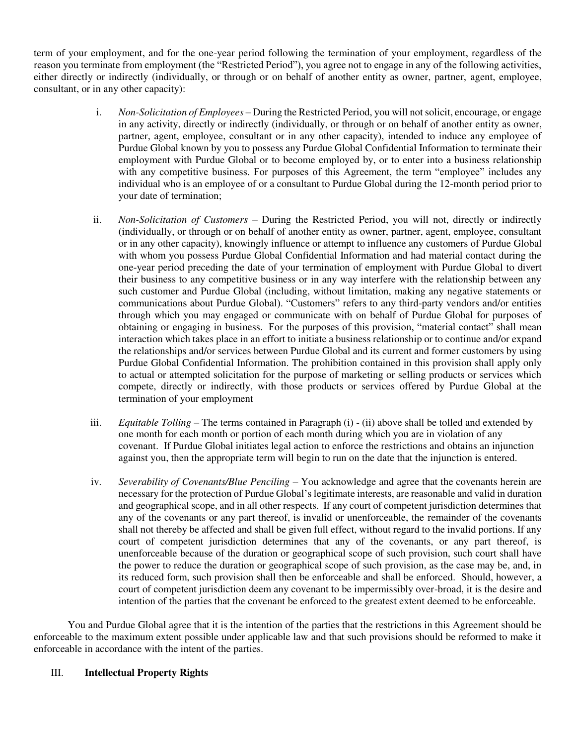term of your employment, and for the one-year period following the termination of your employment, regardless of the reason you terminate from employment (the "Restricted Period"), you agree not to engage in any of the following activities, either directly or indirectly (individually, or through or on behalf of another entity as owner, partner, agent, employee, consultant, or in any other capacity):

i. *Non-Solicitation of Employees* – During the Restricted Period, you will not solicit, encourage, or engage in any activity, directly or indirectly (individually, or through or on behalf of another entity as owner, partner, agent, employee, consultant or in any other capacity), intended to induce any employee of Purdue Global known by you to possess any Purdue Global Confidential Information to terminate their employment with Purdue Global or to become employed by, or to enter into a business relationship with any competitive business. For purposes of this Agreement, the term "employee" includes any individual who is an employee of or a consultant to Purdue Global during the 12-month period prior to your date of termination;

ii. *Non-Solicitation of Customers* – During the Restricted Period, you will not, directly or indirectly (individually, or through or on behalf of another entity as owner, partner, agent, employee, consultant or in any other capacity), knowingly influence or attempt to influence any customers of Purdue Global with whom you possess Purdue Global Confidential Information and had material contact during the one-year period preceding the date of your termination of employment with Purdue Global to divert their business to any competitive business or in any way interfere with the relationship between any such customer and Purdue Global (including, without limitation, making any negative statements or communications about Purdue Global). "Customers" refers to any third-party vendors and/or entities through which you may engaged or communicate with on behalf of Purdue Global for purposes of obtaining or engaging in business. For the purposes of this provision, "material contact" shall mean interaction which takes place in an effort to initiate a business relationship or to continue and/or expand the relationships and/or services between Purdue Global and its current and former customers by using Purdue Global Confidential Information. The prohibition contained in this provision shall apply only to actual or attempted solicitation for the purpose of marketing or selling products or services which compete, directly or indirectly, with those products or services offered by Purdue Global at the termination of your employment

iii. *Equitable Tolling* – The terms contained in Paragraph (i) - (ii) above shall be tolled and extended by one month for each month or portion of each month during which you are in violation of any covenant. If Purdue Global initiates legal action to enforce the restrictions and obtains an injunction against you, then the appropriate term will begin to run on the date that the injunction is entered.

iv. *Severability of Covenants/Blue Penciling* – You acknowledge and agree that the covenants herein are necessary for the protection of Purdue Global's legitimate interests, are reasonable and valid in duration and geographical scope, and in all other respects. If any court of competent jurisdiction determines that any of the covenants or any part thereof, is invalid or unenforceable, the remainder of the covenants shall not thereby be affected and shall be given full effect, without regard to the invalid portions. If any court of competent jurisdiction determines that any of the covenants, or any part thereof, is unenforceable because of the duration or geographical scope of such provision, such court shall have the power to reduce the duration or geographical scope of such provision, as the case may be, and, in its reduced form, such provision shall then be enforceable and shall be enforced. Should, however, a court of competent jurisdiction deem any covenant to be impermissibly over-broad, it is the desire and intention of the parties that the covenant be enforced to the greatest extent deemed to be enforceable.

You and Purdue Global agree that it is the intention of the parties that the restrictions in this Agreement should be enforceable to the maximum extent possible under applicable law and that such provisions should be reformed to make it enforceable in accordance with the intent of the parties.

## III. **Intellectual Property Rights**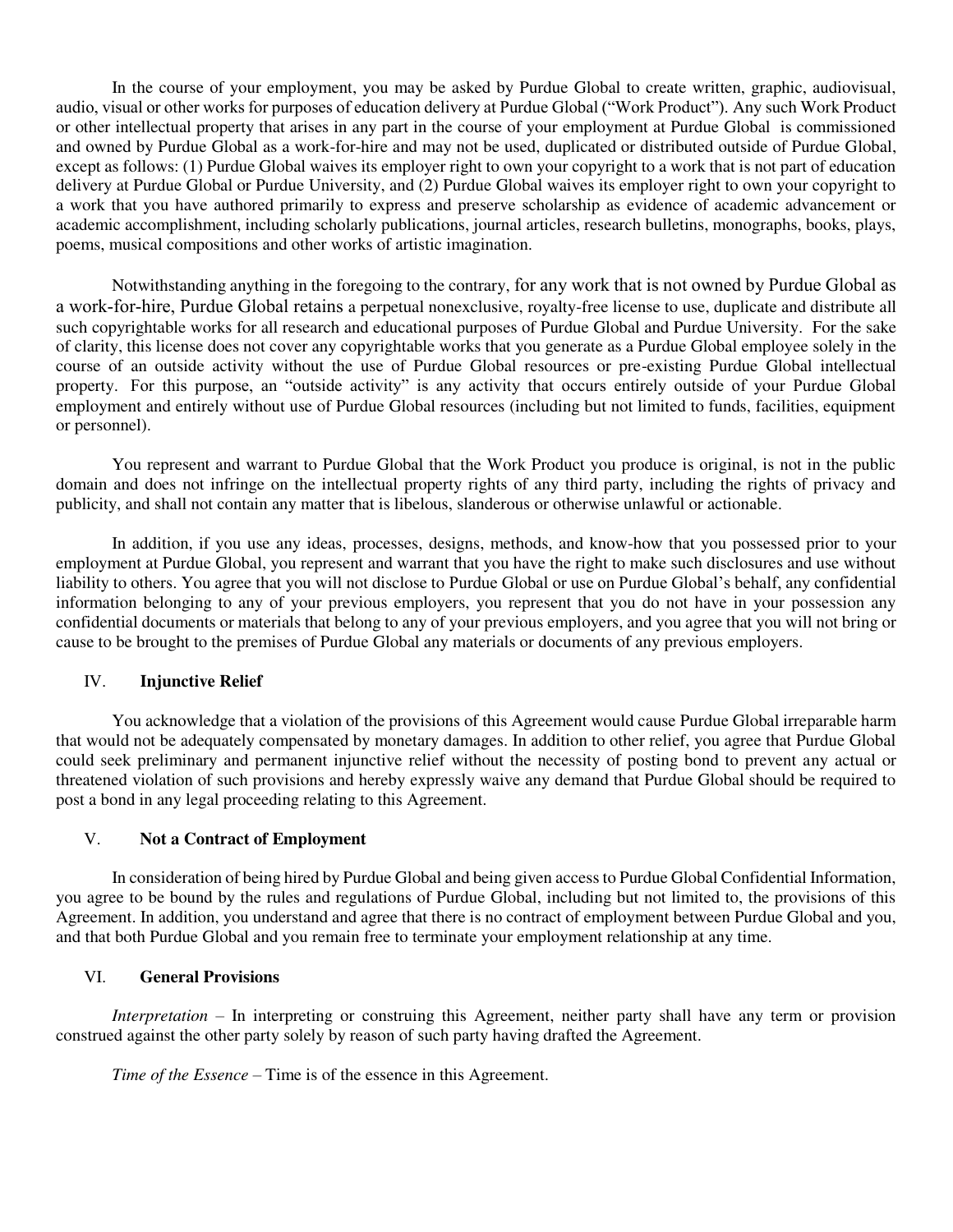In the course of your employment, you may be asked by Purdue Global to create written, graphic, audiovisual, audio, visual or other works for purposes of education delivery at Purdue Global ("Work Product"). Any such Work Product or other intellectual property that arises in any part in the course of your employment at Purdue Global is commissioned and owned by Purdue Global as a work-for-hire and may not be used, duplicated or distributed outside of Purdue Global, except as follows: (1) Purdue Global waives its employer right to own your copyright to a work that is not part of education delivery at Purdue Global or Purdue University, and (2) Purdue Global waives its employer right to own your copyright to a work that you have authored primarily to express and preserve scholarship as evidence of academic advancement or academic accomplishment, including scholarly publications, journal articles, research bulletins, monographs, books, plays, poems, musical compositions and other works of artistic imagination.

Notwithstanding anything in the foregoing to the contrary, for any work that is not owned by Purdue Global as a work-for-hire, Purdue Global retains a perpetual nonexclusive, royalty-free license to use, duplicate and distribute all such copyrightable works for all research and educational purposes of Purdue Global and Purdue University. For the sake of clarity, this license does not cover any copyrightable works that you generate as a Purdue Global employee solely in the course of an outside activity without the use of Purdue Global resources or pre-existing Purdue Global intellectual property. For this purpose, an "outside activity" is any activity that occurs entirely outside of your Purdue Global employment and entirely without use of Purdue Global resources (including but not limited to funds, facilities, equipment or personnel).

You represent and warrant to Purdue Global that the Work Product you produce is original, is not in the public domain and does not infringe on the intellectual property rights of any third party, including the rights of privacy and publicity, and shall not contain any matter that is libelous, slanderous or otherwise unlawful or actionable.

In addition, if you use any ideas, processes, designs, methods, and know-how that you possessed prior to your employment at Purdue Global, you represent and warrant that you have the right to make such disclosures and use without liability to others. You agree that you will not disclose to Purdue Global or use on Purdue Global's behalf, any confidential information belonging to any of your previous employers, you represent that you do not have in your possession any confidential documents or materials that belong to any of your previous employers, and you agree that you will not bring or cause to be brought to the premises of Purdue Global any materials or documents of any previous employers.

## IV. Injunctive Relief

You acknowledge that a violation of the provisions of this Agreement would cause Purdue Global irreparable harm that would not be adequately compensated by monetary damages. In addition to other relief, you agree that Purdue Global could seek preliminary and permanent injunctive relief without the necessity of posting bond to prevent any actual or threatened violation of such provisions and hereby expressly waive any demand that Purdue Global should be required to post a bond in any legal proceeding relating to this Agreement.

## V. Not a Contract of Employment

In consideration of being hired by Purdue Global and being given access to Purdue Global Confidential Information, you agree to be bound by the rules and regulations of Purdue Global, including but not limited to, the provisions of this Agreement. In addition, you understand and agree that there is no contract of employment between Purdue Global and you, and that both Purdue Global and you remain free to terminate your employment relationship at any time.

## VI. General Provisions

*Interpretation* – In interpreting or construing this Agreement, neither party shall have any term or provision construed against the other party solely by reason of such party having drafted the Agreement.

*Time of the Essence* – Time is of the essence in this Agreement.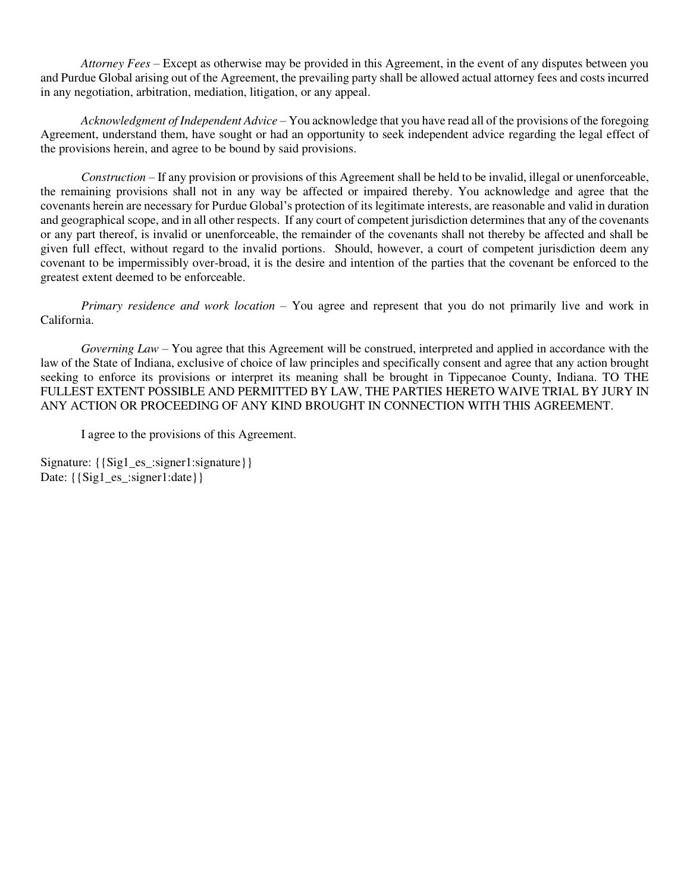*Attorney Fees* – Except as otherwise may be provided in this Agreement, in the event of any disputes between you and Purdue Global arising out of the Agreement, the prevailing party shall be allowed actual attorney fees and costs incurred in any negotiation, arbitration, mediation, litigation, or any appeal.

*Acknowledgment of Independent Advice* – You acknowledge that you have read all of the provisions of the foregoing Agreement, understand them, have sought or had an opportunity to seek independent advice regarding the legal effect of the provisions herein, and agree to be bound by said provisions.

*Construction* – If any provision or provisions of this Agreement shall be held to be invalid, illegal or unenforceable, the remaining provisions shall not in any way be affected or impaired thereby. You acknowledge and agree that the covenants herein are necessary for Purdue Global's protection of its legitimate interests, are reasonable and valid in duration and geographical scope, and in all other respects. If any court of competent jurisdiction determines that any of the covenants or any part thereof, is invalid or unenforceable, the remainder of the covenants shall not thereby be affected and shall be given full effect, without regard to the invalid portions. Should, however, a court of competent jurisdiction deem any covenant to be impermissibly over-broad, it is the desire and intention of the parties that the covenant be enforced to the greatest extent deemed to be enforceable.

*Primary residence and work location* – You agree and represent that you do not primarily live and work in California.

*Governing Law* – You agree that this Agreement will be construed, interpreted and applied in accordance with the law of the State of Indiana, exclusive of choice of law principles and specifically consent and agree that any action brought seeking to enforce its provisions or interpret its meaning shall be brought in Tippecanoe County, Indiana. TO THE FULLEST EXTENT POSSIBLE AND PERMITTED BY LAW, THE PARTIES HERETO WAIVE TRIAL BY JURY IN ANY ACTION OR PROCEEDING OF ANY KIND BROUGHT IN CONNECTION WITH THIS AGREEMENT.

I agree to the provisions of this Agreement.

Signature: {{Sig1_es_:signer1:signature}}
Date: {{Sig1_es_:signer1:date}}